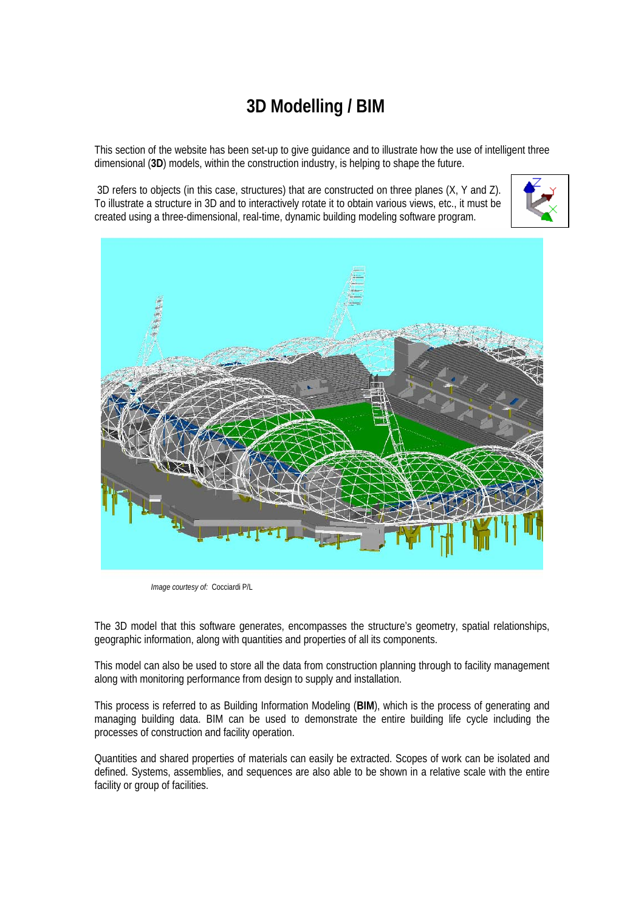# 3D Modelling / BIM

This section of the website has been set-up to give guidance and to illustrate how the use of intelligent three dimensional (**3D**) models, within the construction industry, is helping to shape the future.

3D refers to objects (in this case, structures) that are constructed on three planes (X, Y and Z). To illustrate a structure in 3D and to interactively rotate it to obtain various views, etc., it must be created using a three-dimensional, real-time, dynamic building modeling software program.

*Image courtesy of:* Cocciardi P/L

The 3D model that this software generates, encompasses the structure's geometry, spatial relationships, geographic information, along with quantities and properties of all its components.

This model can also be used to store all the data from construction planning through to facility management along with monitoring performance from design to supply and installation.

This process is referred to as Building Information Modeling (**BIM**), which is the process of generating and managing building data. BIM can be used to demonstrate the entire building life cycle including the processes of construction and facility operation.

Quantities and shared properties of materials can easily be extracted. Scopes of work can be isolated and defined. Systems, assemblies, and sequences are also able to be shown in a relative scale with the entire facility or group of facilities.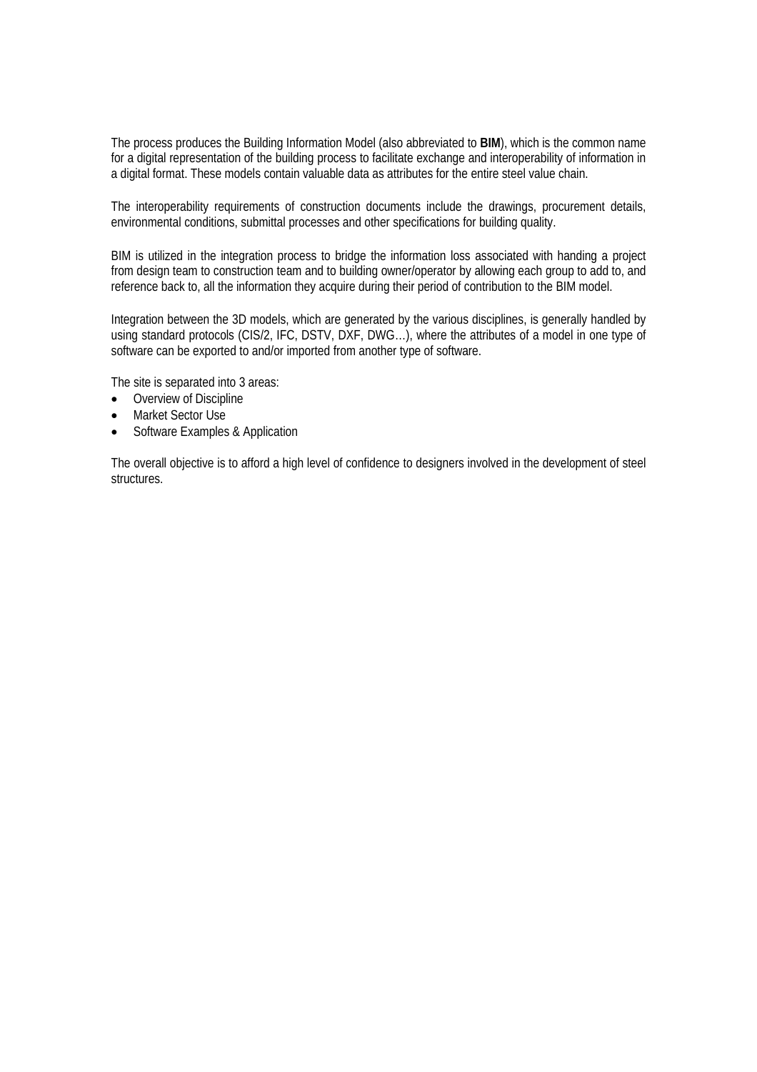The process produces the Building Information Model (also abbreviated to **BIM**), which is the common name for a digital representation of the building process to facilitate exchange and interoperability of information in a digital format. These models contain valuable data as attributes for the entire steel value chain.

The interoperability requirements of construction documents include the drawings, procurement details, environmental conditions, submittal processes and other specifications for building quality.

BIM is utilized in the integration process to bridge the information loss associated with handing a project from design team to construction team and to building owner/operator by allowing each group to add to, and reference back to, all the information they acquire during their period of contribution to the BIM model.

Integration between the 3D models, which are generated by the various disciplines, is generally handled by using standard protocols (CIS/2, IFC, DSTV, DXF, DWG…), where the attributes of a model in one type of software can be exported to and/or imported from another type of software.

The site is separated into 3 areas:

- Overview of Discipline
- Market Sector Use
- Software Examples & Application

The overall objective is to afford a high level of confidence to designers involved in the development of steel structures.